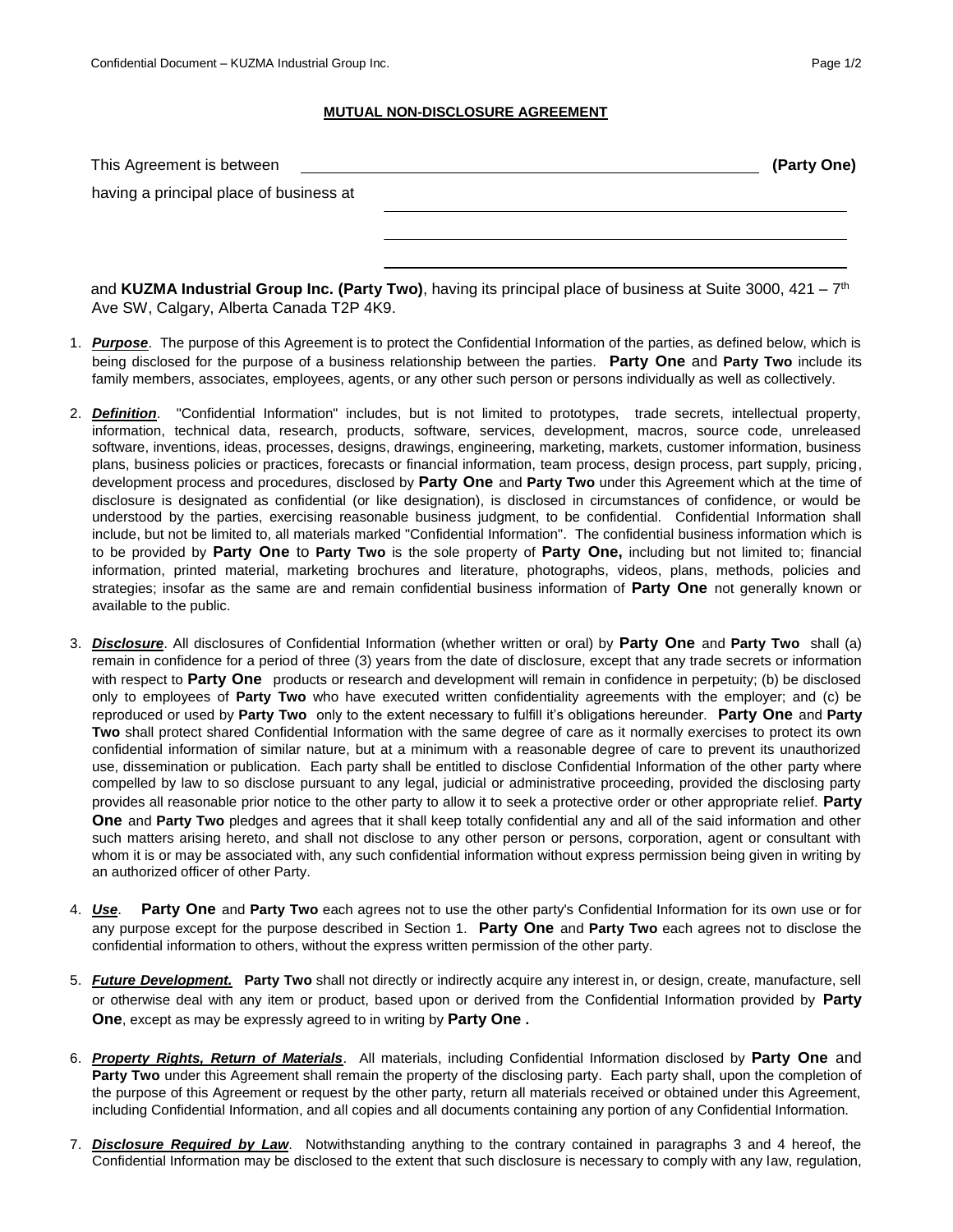**MUTUAL NON-DISCLOSURE AGREEMENT**

This Agreement is between \_\_\_\_\_\_\_\_\_\_\_\_\_\_\_\_\_\_\_\_\_\_\_\_\_\_\_\_\_\_\_\_\_\_\_\_\_\_\_\_ **(Party One)**

having a principal place of business at \_\_\_\_\_\_\_\_\_\_\_\_\_\_\_\_\_\_\_\_\_\_\_\_\_\_\_\_\_\_\_\_\_\_\_\_\_\_\_\_

\_\_\_\_\_\_\_\_\_\_\_\_\_\_\_\_\_\_\_\_\_\_\_\_\_\_\_\_\_\_\_\_\_\_\_\_\_\_\_\_

\_\_\_\_\_\_\_\_\_\_\_\_\_\_\_\_\_\_\_\_\_\_\_\_\_\_\_\_\_\_\_\_\_\_\_\_\_\_\_\_

and **KUZMA Industrial Group Inc. (Party Two)**, having its principal place of business at Suite 3000, 421 – 7th Ave SW, Calgary, Alberta Canada T2P 4K9.

1. ***Purpose***. The purpose of this Agreement is to protect the Confidential Information of the parties, as defined below, which is being disclosed for the purpose of a business relationship between the parties. **Party One** and **Party Two** include its family members, associates, employees, agents, or any other such person or persons individually as well as collectively.

2. ***Definition***. "Confidential Information" includes, but is not limited to prototypes, trade secrets, intellectual property, information, technical data, research, products, software, services, development, macros, source code, unreleased software, inventions, ideas, processes, designs, drawings, engineering, marketing, markets, customer information, business plans, business policies or practices, forecasts or financial information, team process, design process, part supply, pricing, development process and procedures, disclosed by **Party One** and **Party Two** under this Agreement which at the time of disclosure is designated as confidential (or like designation), is disclosed in circumstances of confidence, or would be understood by the parties, exercising reasonable business judgment, to be confidential. Confidential Information shall include, but not be limited to, all materials marked "Confidential Information". The confidential business information which is to be provided by **Party One** to **Party Two** is the sole property of **Party One,** including but not limited to; financial information, printed material, marketing brochures and literature, photographs, videos, plans, methods, policies and strategies; insofar as the same are and remain confidential business information of **Party One** not generally known or available to the public.

3. ***Disclosure***. All disclosures of Confidential Information (whether written or oral) by **Party One** and **Party Two** shall (a) remain in confidence for a period of three (3) years from the date of disclosure, except that any trade secrets or information with respect to **Party One** products or research and development will remain in confidence in perpetuity; (b) be disclosed only to employees of **Party Two** who have executed written confidentiality agreements with the employer; and (c) be reproduced or used by **Party Two** only to the extent necessary to fulfill it's obligations hereunder. **Party One** and **Party Two** shall protect shared Confidential Information with the same degree of care as it normally exercises to protect its own confidential information of similar nature, but at a minimum with a reasonable degree of care to prevent its unauthorized use, dissemination or publication. Each party shall be entitled to disclose Confidential Information of the other party where compelled by law to so disclose pursuant to any legal, judicial or administrative proceeding, provided the disclosing party provides all reasonable prior notice to the other party to allow it to seek a protective order or other appropriate relief. **Party One** and **Party Two** pledges and agrees that it shall keep totally confidential any and all of the said information and other such matters arising hereto, and shall not disclose to any other person or persons, corporation, agent or consultant with whom it is or may be associated with, any such confidential information without express permission being given in writing by an authorized officer of other Party.

4. ***Use***. **Party One** and **Party Two** each agrees not to use the other party's Confidential Information for its own use or for any purpose except for the purpose described in Section 1. **Party One** and **Party Two** each agrees not to disclose the confidential information to others, without the express written permission of the other party.

5. ***Future Development.*** **Party Two** shall not directly or indirectly acquire any interest in, or design, create, manufacture, sell or otherwise deal with any item or product, based upon or derived from the Confidential Information provided by **Party One**, except as may be expressly agreed to in writing by **Party One .**

6. ***Property Rights, Return of Materials***. All materials, including Confidential Information disclosed by **Party One** and **Party Two** under this Agreement shall remain the property of the disclosing party. Each party shall, upon the completion of the purpose of this Agreement or request by the other party, return all materials received or obtained under this Agreement, including Confidential Information, and all copies and all documents containing any portion of any Confidential Information.

7. ***Disclosure Required by Law***. Notwithstanding anything to the contrary contained in paragraphs 3 and 4 hereof, the Confidential Information may be disclosed to the extent that such disclosure is necessary to comply with any law, regulation,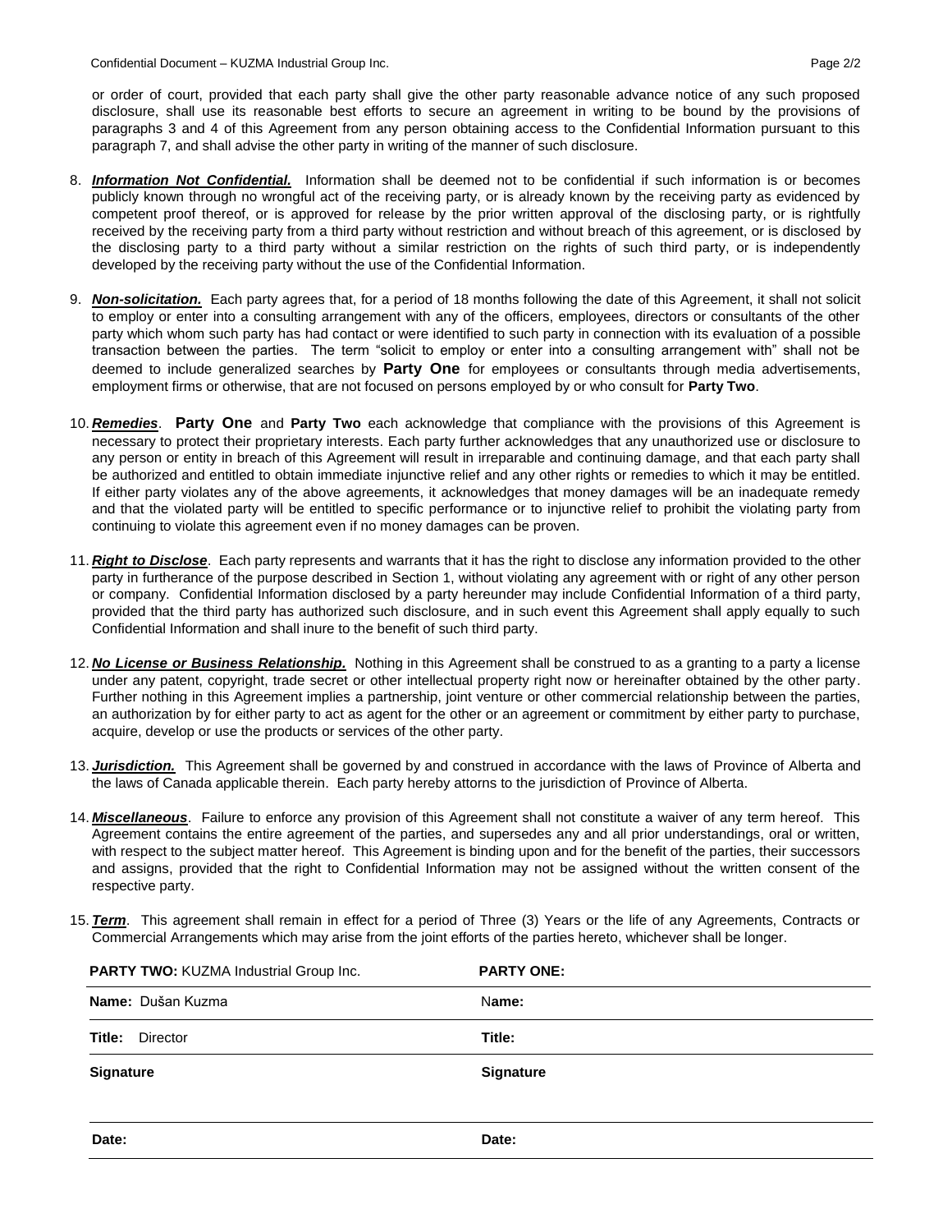or order of court, provided that each party shall give the other party reasonable advance notice of any such proposed disclosure, shall use its reasonable best efforts to secure an agreement in writing to be bound by the provisions of paragraphs 3 and 4 of this Agreement from any person obtaining access to the Confidential Information pursuant to this paragraph 7, and shall advise the other party in writing of the manner of such disclosure.

8. ***Information Not Confidential.*** Information shall be deemed not to be confidential if such information is or becomes publicly known through no wrongful act of the receiving party, or is already known by the receiving party as evidenced by competent proof thereof, or is approved for release by the prior written approval of the disclosing party, or is rightfully received by the receiving party from a third party without restriction and without breach of this agreement, or is disclosed by the disclosing party to a third party without a similar restriction on the rights of such third party, or is independently developed by the receiving party without the use of the Confidential Information.

9. ***Non-solicitation.*** Each party agrees that, for a period of 18 months following the date of this Agreement, it shall not solicit to employ or enter into a consulting arrangement with any of the officers, employees, directors or consultants of the other party which whom such party has had contact or were identified to such party in connection with its evaluation of a possible transaction between the parties. The term "solicit to employ or enter into a consulting arrangement with" shall not be deemed to include generalized searches by **Party One** for employees or consultants through media advertisements, employment firms or otherwise, that are not focused on persons employed by or who consult for **Party Two**.

10. ***Remedies***. **Party One** and **Party Two** each acknowledge that compliance with the provisions of this Agreement is necessary to protect their proprietary interests. Each party further acknowledges that any unauthorized use or disclosure to any person or entity in breach of this Agreement will result in irreparable and continuing damage, and that each party shall be authorized and entitled to obtain immediate injunctive relief and any other rights or remedies to which it may be entitled. If either party violates any of the above agreements, it acknowledges that money damages will be an inadequate remedy and that the violated party will be entitled to specific performance or to injunctive relief to prohibit the violating party from continuing to violate this agreement even if no money damages can be proven.

11. ***Right to Disclose***. Each party represents and warrants that it has the right to disclose any information provided to the other party in furtherance of the purpose described in Section 1, without violating any agreement with or right of any other person or company. Confidential Information disclosed by a party hereunder may include Confidential Information of a third party, provided that the third party has authorized such disclosure, and in such event this Agreement shall apply equally to such Confidential Information and shall inure to the benefit of such third party.

12. ***No License or Business Relationship.*** Nothing in this Agreement shall be construed to as a granting to a party a license under any patent, copyright, trade secret or other intellectual property right now or hereinafter obtained by the other party. Further nothing in this Agreement implies a partnership, joint venture or other commercial relationship between the parties, an authorization by for either party to act as agent for the other or an agreement or commitment by either party to purchase, acquire, develop or use the products or services of the other party.

13. ***Jurisdiction.*** This Agreement shall be governed by and construed in accordance with the laws of Province of Alberta and the laws of Canada applicable therein. Each party hereby attorns to the jurisdiction of Province of Alberta.

14. ***Miscellaneous***. Failure to enforce any provision of this Agreement shall not constitute a waiver of any term hereof. This Agreement contains the entire agreement of the parties, and supersedes any and all prior understandings, oral or written, with respect to the subject matter hereof. This Agreement is binding upon and for the benefit of the parties, their successors and assigns, provided that the right to Confidential Information may not be assigned without the written consent of the respective party.

15. ***Term***. This agreement shall remain in effect for a period of Three (3) Years or the life of any Agreements, Contracts or Commercial Arrangements which may arise from the joint efforts of the parties hereto, whichever shall be longer.

| | |
|---|---|
| **PARTY TWO:** KUZMA Industrial Group Inc. | **PARTY ONE:** |
| **Name:** Dušan Kuzma | **Name:** |
| **Title:** Director | **Title:** |
| **Signature** | **Signature** |
| **Date:** | **Date:** |